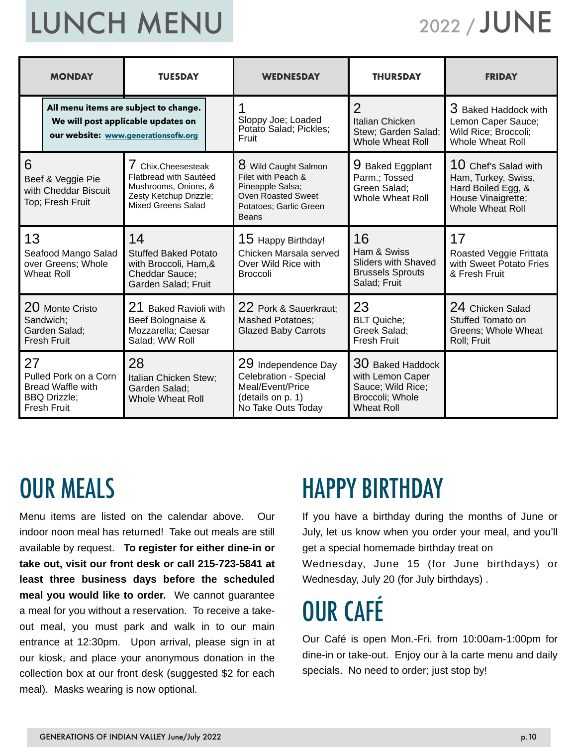# LUNCH MENU

2022 / JUNE

| MONDAY | TUESDAY | WEDNESDAY | THURSDAY | FRIDAY |
|---|---|---|---|---|
| **All menu items are subject to change. We will post applicable updates on our website: www.generationsofiv.org** | | 1 Sloppy Joe; Loaded Potato Salad; Pickles; Fruit | 2 Italian Chicken Stew; Garden Salad; Whole Wheat Roll | 3 Baked Haddock with Lemon Caper Sauce; Wild Rice; Broccoli; Whole Wheat Roll |
| 6 Beef & Veggie Pie with Cheddar Biscuit Top; Fresh Fruit | 7 Chix.Cheesesteak Flatbread with Sautéed Mushrooms, Onions, & Zesty Ketchup Drizzle; Mixed Greens Salad | 8 Wild Caught Salmon Filet with Peach & Pineapple Salsa; Oven Roasted Sweet Potatoes; Garlic Green Beans | 9 Baked Eggplant Parm.; Tossed Green Salad; Whole Wheat Roll | 10 Chef's Salad with Ham, Turkey, Swiss, Hard Boiled Egg, & House Vinaigrette; Whole Wheat Roll |
| 13 Seafood Mango Salad over Greens; Whole Wheat Roll | 14 Stuffed Baked Potato with Broccoli, Ham,& Cheddar Sauce; Garden Salad; Fruit | 15 Happy Birthday! Chicken Marsala served Over Wild Rice with Broccoli | 16 Ham & Swiss Sliders with Shaved Brussels Sprouts Salad; Fruit | 17 Roasted Veggie Frittata with Sweet Potato Fries & Fresh Fruit |
| 20 Monte Cristo Sandwich; Garden Salad; Fresh Fruit | 21 Baked Ravioli with Beef Bolognaise & Mozzarella; Caesar Salad; WW Roll | 22 Pork & Sauerkraut; Mashed Potatoes; Glazed Baby Carrots | 23 BLT Quiche; Greek Salad; Fresh Fruit | 24 Chicken Salad Stuffed Tomato on Greens; Whole Wheat Roll; Fruit |
| 27 Pulled Pork on a Corn Bread Waffle with BBQ Drizzle; Fresh Fruit | 28 Italian Chicken Stew; Garden Salad; Whole Wheat Roll | 29 Independence Day Celebration - Special Meal/Event/Price (details on p. 1) No Take Outs Today | 30 Baked Haddock with Lemon Caper Sauce; Wild Rice; Broccoli; Whole Wheat Roll | |

## OUR MEALS

Menu items are listed on the calendar above. Our indoor noon meal has returned! Take out meals are still available by request. **To register for either dine-in or take out, visit our front desk or call 215-723-5841 at least three business days before the scheduled meal you would like to order.** We cannot guarantee a meal for you without a reservation. To receive a take-out meal, you must park and walk in to our main entrance at 12:30pm. Upon arrival, please sign in at our kiosk, and place your anonymous donation in the collection box at our front desk (suggested $2 for each meal). Masks wearing is now optional.

## HAPPY BIRTHDAY

If you have a birthday during the months of June or July, let us know when you order your meal, and you'll get a special homemade birthday treat on Wednesday, June 15 (for June birthdays) or Wednesday, July 20 (for July birthdays) .

## OUR CAFÉ

Our Café is open Mon.-Fri. from 10:00am-1:00pm for dine-in or take-out. Enjoy our à la carte menu and daily specials. No need to order; just stop by!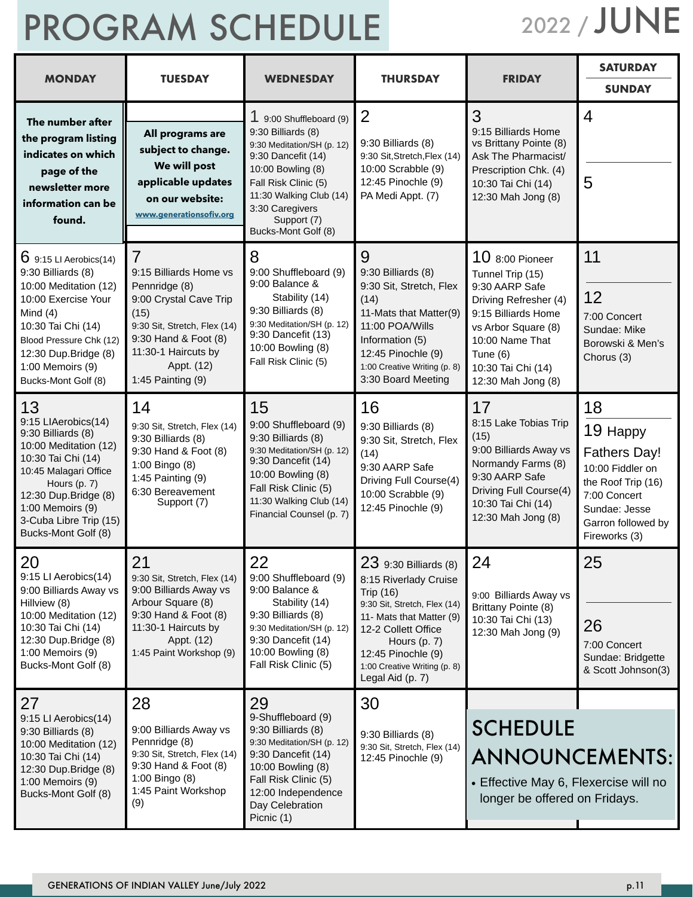# PROGRAM SCHEDULE

2022 / JUNE

| MONDAY | TUESDAY | WEDNESDAY | THURSDAY | FRIDAY | SATURDAY / SUNDAY |
|---|---|---|---|---|---|
| **The number after the program listing indicates on which page of the newsletter more information can be found.** | **All programs are subject to change. We will post applicable updates on our website: www.generationsofiv.org** | 1 9:00 Shuffleboard (9)<br>9:30 Billiards (8)<br>9:30 Meditation/SH (p. 12)<br>9:30 Dancefit (14)<br>10:00 Bowling (8)<br>Fall Risk Clinic (5)<br>11:30 Walking Club (14)<br>3:30 Caregivers Support (7)<br>Bucks-Mont Golf (8) | 2<br>9:30 Billiards (8)<br>9:30 Sit,Stretch,Flex (14)<br>10:00 Scrabble (9)<br>12:45 Pinochle (9)<br>PA Medi Appt. (7) | 3<br>9:15 Billiards Home vs Brittany Pointe (8)<br>Ask The Pharmacist/ Prescription Chk. (4)<br>10:30 Tai Chi (14)<br>12:30 Mah Jong (8) | 4<br><br>5 |
| 6 9:15 LI Aerobics(14)<br>9:30 Billiards (8)<br>10:00 Meditation (12)<br>10:00 Exercise Your Mind (4)<br>10:30 Tai Chi (14)<br>Blood Pressure Chk (12)<br>12:30 Dup.Bridge (8)<br>1:00 Memoirs (9)<br>Bucks-Mont Golf (8) | 7<br>9:15 Billiards Home vs Pennridge (8)<br>9:00 Crystal Cave Trip (15)<br>9:30 Sit, Stretch, Flex (14)<br>9:30 Hand & Foot (8)<br>11:30-1 Haircuts by Appt. (12)<br>1:45 Painting (9) | 8<br>9:00 Shuffleboard (9)<br>9:00 Balance & Stability (14)<br>9:30 Billiards (8)<br>9:30 Meditation/SH (p. 12)<br>9:30 Dancefit (13)<br>10:00 Bowling (8)<br>Fall Risk Clinic (5) | 9<br>9:30 Billiards (8)<br>9:30 Sit, Stretch, Flex (14)<br>11-Mats that Matter(9)<br>11:00 POA/Wills Information (5)<br>12:45 Pinochle (9)<br>1:00 Creative Writing (p. 8)<br>3:30 Board Meeting | 10 8:00 Pioneer Tunnel Trip (15)<br>9:30 AARP Safe Driving Refresher (4)<br>9:15 Billiards Home vs Arbor Square (8)<br>10:00 Name That Tune (6)<br>10:30 Tai Chi (14)<br>12:30 Mah Jong (8) | 11<br><br>12<br>7:00 Concert Sundae: Mike Borowski & Men's Chorus (3) |
| 13<br>9:15 LIAerobics(14)<br>9:30 Billiards (8)<br>10:00 Meditation (12)<br>10:30 Tai Chi (14)<br>10:45 Malagari Office Hours (p. 7)<br>12:30 Dup.Bridge (8)<br>1:00 Memoirs (9)<br>3-Cuba Libre Trip (15)<br>Bucks-Mont Golf (8) | 14<br>9:30 Sit, Stretch, Flex (14)<br>9:30 Billiards (8)<br>9:30 Hand & Foot (8)<br>1:00 Bingo (8)<br>1:45 Painting (9)<br>6:30 Bereavement Support (7) | 15<br>9:00 Shuffleboard (9)<br>9:30 Billiards (8)<br>9:30 Meditation/SH (p. 12)<br>9:30 Dancefit (14)<br>10:00 Bowling (8)<br>Fall Risk Clinic (5)<br>11:30 Walking Club (14)<br>Financial Counsel (p. 7) | 16<br>9:30 Billiards (8)<br>9:30 Sit, Stretch, Flex (14)<br>9:30 AARP Safe Driving Full Course(4)<br>10:00 Scrabble (9)<br>12:45 Pinochle (9) | 17<br>8:15 Lake Tobias Trip (15)<br>9:00 Billiards Away vs Normandy Farms (8)<br>9:30 AARP Safe Driving Full Course(4)<br>10:30 Tai Chi (14)<br>12:30 Mah Jong (8) | 18<br><br>19 Happy Fathers Day!<br>10:00 Fiddler on the Roof Trip (16)<br>7:00 Concert Sundae: Jesse Garron followed by Fireworks (3) |
| 20<br>9:15 LI Aerobics(14)<br>9:00 Billiards Away vs Hillview (8)<br>10:00 Meditation (12)<br>10:30 Tai Chi (14)<br>12:30 Dup.Bridge (8)<br>1:00 Memoirs (9)<br>Bucks-Mont Golf (8) | 21<br>9:30 Sit, Stretch, Flex (14)<br>9:00 Billiards Away vs Arbour Square (8)<br>9:30 Hand & Foot (8)<br>11:30-1 Haircuts by Appt. (12)<br>1:45 Paint Workshop (9) | 22<br>9:00 Shuffleboard (9)<br>9:00 Balance & Stability (14)<br>9:30 Billiards (8)<br>9:30 Meditation/SH (p. 12)<br>9:30 Dancefit (14)<br>10:00 Bowling (8)<br>Fall Risk Clinic (5) | 23 9:30 Billiards (8)<br>8:15 Riverlady Cruise Trip (16)<br>9:30 Sit, Stretch, Flex (14)<br>11- Mats that Matter (9)<br>12-2 Collett Office Hours (p. 7)<br>12:45 Pinochle (9)<br>1:00 Creative Writing (p. 8)<br>Legal Aid (p. 7) | 24<br>9:00 Billiards Away vs Brittany Pointe (8)<br>10:30 Tai Chi (13)<br>12:30 Mah Jong (9) | 25<br><br>26<br>7:00 Concert Sundae: Bridgette & Scott Johnson(3) |
| 27<br>9:15 LI Aerobics(14)<br>9:30 Billiards (8)<br>10:00 Meditation (12)<br>10:30 Tai Chi (14)<br>12:30 Dup.Bridge (8)<br>1:00 Memoirs (9)<br>Bucks-Mont Golf (8) | 28<br>9:00 Billiards Away vs Pennridge (8)<br>9:30 Sit, Stretch, Flex (14)<br>9:30 Hand & Foot (8)<br>1:00 Bingo (8)<br>1:45 Paint Workshop (9) | 29<br>9-Shuffleboard (9)<br>9:30 Billiards (8)<br>9:30 Meditation/SH (p. 12)<br>9:30 Dancefit (14)<br>10:00 Bowling (8)<br>Fall Risk Clinic (5)<br>12:00 Independence Day Celebration Picnic (1) | 30<br>9:30 Billiards (8)<br>9:30 Sit, Stretch, Flex (14)<br>12:45 Pinochle (9) | | |

## SCHEDULE ANNOUNCEMENTS:

- Effective May 6, Flexercise will no longer be offered on Fridays.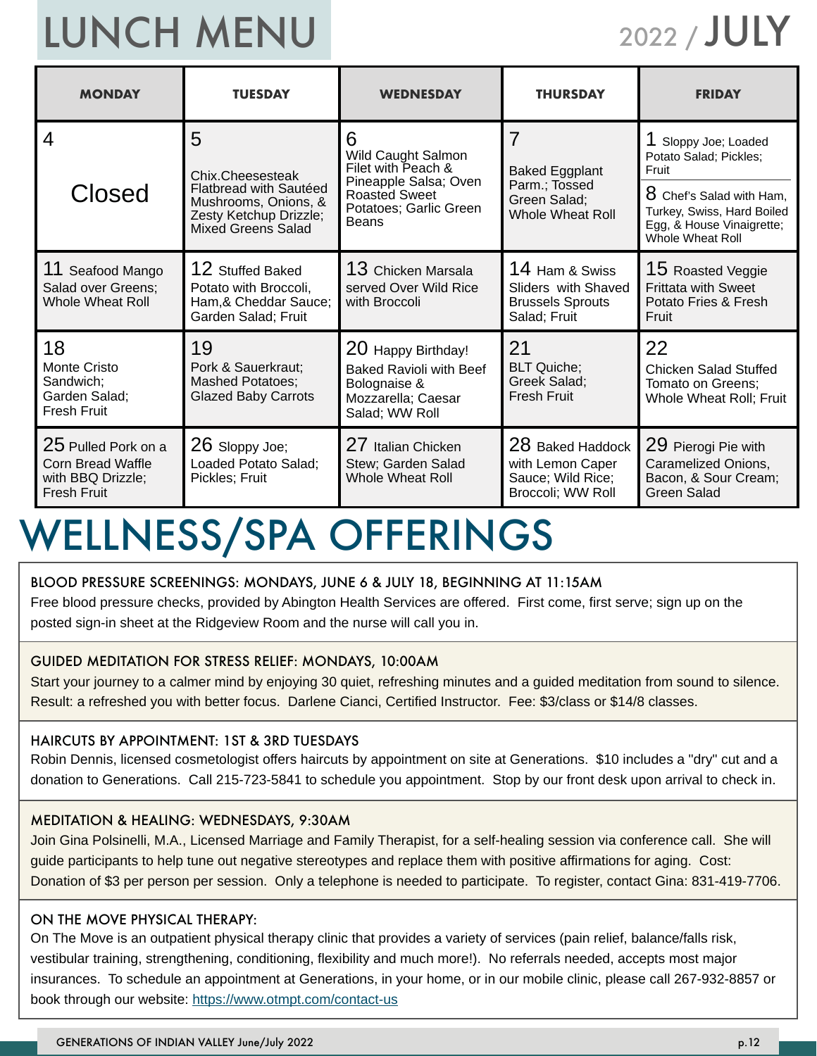# LUNCH MENU

2022 / JULY

| MONDAY | TUESDAY | WEDNESDAY | THURSDAY | FRIDAY |
|---|---|---|---|---|
| 4 Closed | 5 Chix.Cheesesteak Flatbread with Sautéed Mushrooms, Onions, & Zesty Ketchup Drizzle; Mixed Greens Salad | 6 Wild Caught Salmon Filet with Peach & Pineapple Salsa; Oven Roasted Sweet Potatoes; Garlic Green Beans | 7 Baked Eggplant Parm.; Tossed Green Salad; Whole Wheat Roll | 1 Sloppy Joe; Loaded Potato Salad; Pickles; Fruit<br>8 Chef's Salad with Ham, Turkey, Swiss, Hard Boiled Egg, & House Vinaigrette; Whole Wheat Roll |
| 11 Seafood Mango Salad over Greens; Whole Wheat Roll | 12 Stuffed Baked Potato with Broccoli, Ham,& Cheddar Sauce; Garden Salad; Fruit | 13 Chicken Marsala served Over Wild Rice with Broccoli | 14 Ham & Swiss Sliders with Shaved Brussels Sprouts Salad; Fruit | 15 Roasted Veggie Frittata with Sweet Potato Fries & Fresh Fruit |
| 18 Monte Cristo Sandwich; Garden Salad; Fresh Fruit | 19 Pork & Sauerkraut; Mashed Potatoes; Glazed Baby Carrots | 20 Happy Birthday! Baked Ravioli with Beef Bolognaise & Mozzarella; Caesar Salad; WW Roll | 21 BLT Quiche; Greek Salad; Fresh Fruit | 22 Chicken Salad Stuffed Tomato on Greens; Whole Wheat Roll; Fruit |
| 25 Pulled Pork on a Corn Bread Waffle with BBQ Drizzle; Fresh Fruit | 26 Sloppy Joe; Loaded Potato Salad; Pickles; Fruit | 27 Italian Chicken Stew; Garden Salad Whole Wheat Roll | 28 Baked Haddock with Lemon Caper Sauce; Wild Rice; Broccoli; WW Roll | 29 Pierogi Pie with Caramelized Onions, Bacon, & Sour Cream; Green Salad |

# WELLNESS/SPA OFFERINGS

### BLOOD PRESSURE SCREENINGS: MONDAYS, JUNE 6 & JULY 18, BEGINNING AT 11:15AM

Free blood pressure checks, provided by Abington Health Services are offered. First come, first serve; sign up on the posted sign-in sheet at the Ridgeview Room and the nurse will call you in.

### GUIDED MEDITATION FOR STRESS RELIEF: MONDAYS, 10:00AM

Start your journey to a calmer mind by enjoying 30 quiet, refreshing minutes and a guided meditation from sound to silence. Result: a refreshed you with better focus. Darlene Cianci, Certified Instructor. Fee: $3/class or $14/8 classes.

### HAIRCUTS BY APPOINTMENT: 1ST & 3RD TUESDAYS

Robin Dennis, licensed cosmetologist offers haircuts by appointment on site at Generations. $10 includes a "dry" cut and a donation to Generations. Call 215-723-5841 to schedule you appointment. Stop by our front desk upon arrival to check in.

### MEDITATION & HEALING: WEDNESDAYS, 9:30AM

Join Gina Polsinelli, M.A., Licensed Marriage and Family Therapist, for a self-healing session via conference call. She will guide participants to help tune out negative stereotypes and replace them with positive affirmations for aging. Cost: Donation of $3 per person per session. Only a telephone is needed to participate. To register, contact Gina: 831-419-7706.

### ON THE MOVE PHYSICAL THERAPY:

On The Move is an outpatient physical therapy clinic that provides a variety of services (pain relief, balance/falls risk, vestibular training, strengthening, conditioning, flexibility and much more!). No referrals needed, accepts most major insurances. To schedule an appointment at Generations, in your home, or in our mobile clinic, please call 267-932-8857 or book through our website: https://www.otmpt.com/contact-us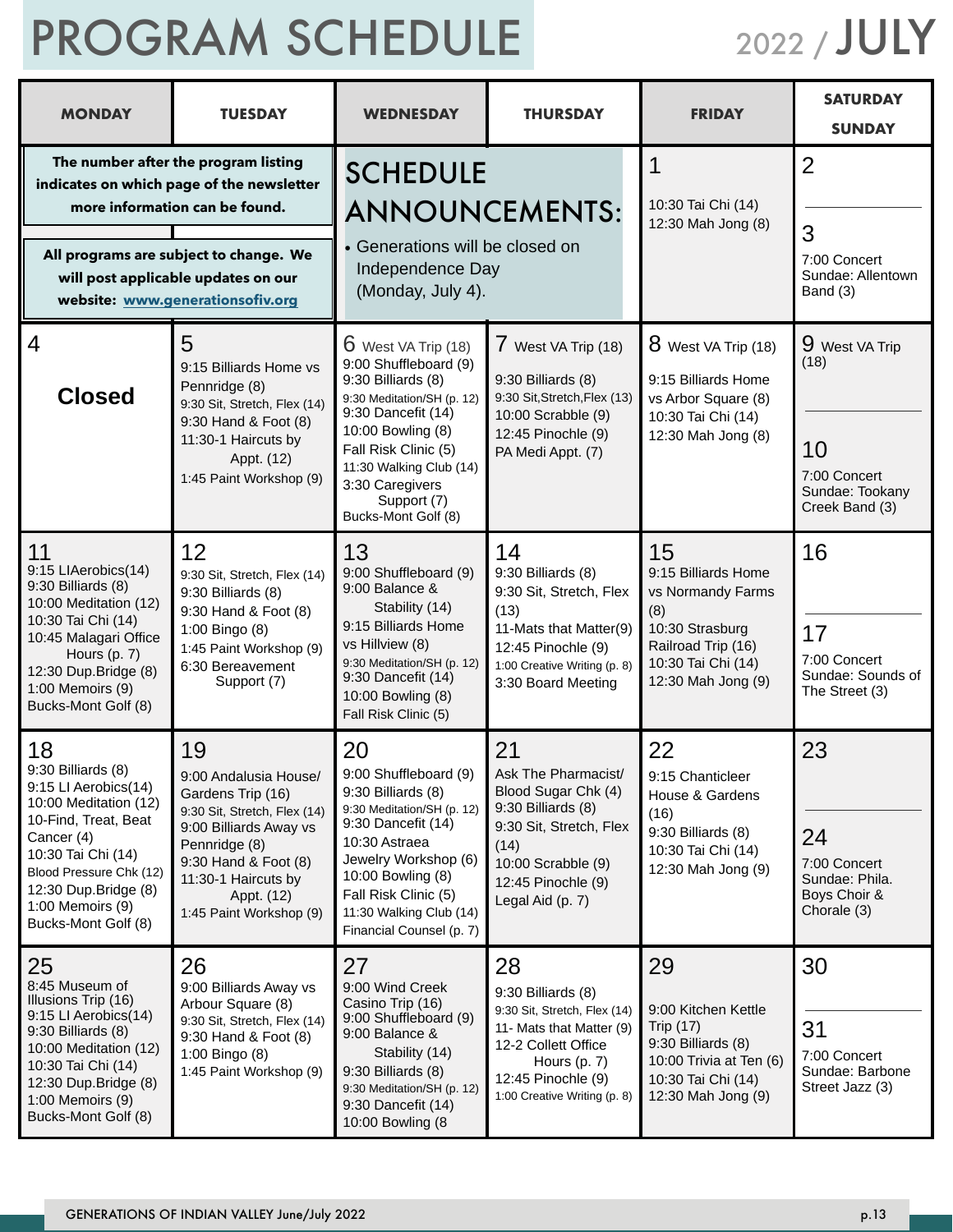# PROGRAM SCHEDULE

2022 / JULY

| MONDAY | TUESDAY | WEDNESDAY | THURSDAY | FRIDAY | SATURDAY / SUNDAY |
|---|---|---|---|---|---|
| **The number after the program listing indicates on which page of the newsletter more information can be found.** | **All programs are subject to change. We will post applicable updates on our website: [www.generationsofiv.org](http://www.generationsofiv.org)** | **SCHEDULE ANNOUNCEMENTS:** • Generations will be closed on Independence Day (Monday, July 4). | | 1<br>10:30 Tai Chi (14)<br>12:30 Mah Jong (8) | 2<br>3<br>7:00 Concert Sundae: Allentown Band (3) |
| 4<br>**Closed** | 5<br>9:15 Billiards Home vs Pennridge (8)<br>9:30 Sit, Stretch, Flex (14)<br>9:30 Hand & Foot (8)<br>11:30-1 Haircuts by Appt. (12)<br>1:45 Paint Workshop (9) | 6 West VA Trip (18)<br>9:00 Shuffleboard (9)<br>9:30 Billiards (8)<br>9:30 Meditation/SH (p. 12)<br>9:30 Dancefit (14)<br>10:00 Bowling (8)<br>Fall Risk Clinic (5)<br>11:30 Walking Club (14)<br>3:30 Caregivers Support (7)<br>Bucks-Mont Golf (8) | 7 West VA Trip (18)<br>9:30 Billiards (8)<br>9:30 Sit,Stretch,Flex (13)<br>10:00 Scrabble (9)<br>12:45 Pinochle (9)<br>PA Medi Appt. (7) | 8 West VA Trip (18)<br>9:15 Billiards Home vs Arbor Square (8)<br>10:30 Tai Chi (14)<br>12:30 Mah Jong (8) | 9 West VA Trip (18)<br>10<br>7:00 Concert Sundae: Tookany Creek Band (3) |
| 11<br>9:15 LIAerobics(14)<br>9:30 Billiards (8)<br>10:00 Meditation (12)<br>10:30 Tai Chi (14)<br>10:45 Malagari Office Hours (p. 7)<br>12:30 Dup.Bridge (8)<br>1:00 Memoirs (9)<br>Bucks-Mont Golf (8) | 12<br>9:30 Sit, Stretch, Flex (14)<br>9:30 Billiards (8)<br>9:30 Hand & Foot (8)<br>1:00 Bingo (8)<br>1:45 Paint Workshop (9)<br>6:30 Bereavement Support (7) | 13<br>9:00 Shuffleboard (9)<br>9:00 Balance & Stability (14)<br>9:15 Billiards Home vs Hillview (8)<br>9:30 Meditation/SH (p. 12)<br>9:30 Dancefit (14)<br>10:00 Bowling (8)<br>Fall Risk Clinic (5) | 14<br>9:30 Billiards (8)<br>9:30 Sit, Stretch, Flex (13)<br>11-Mats that Matter(9)<br>12:45 Pinochle (9)<br>1:00 Creative Writing (p. 8)<br>3:30 Board Meeting | 15<br>9:15 Billiards Home vs Normandy Farms (8)<br>10:30 Strasburg Railroad Trip (16)<br>10:30 Tai Chi (14)<br>12:30 Mah Jong (9) | 16<br>17<br>7:00 Concert Sundae: Sounds of The Street (3) |
| 18<br>9:30 Billiards (8)<br>9:15 LI Aerobics(14)<br>10:00 Meditation (12)<br>10-Find, Treat, Beat Cancer (4)<br>10:30 Tai Chi (14)<br>Blood Pressure Chk (12)<br>12:30 Dup.Bridge (8)<br>1:00 Memoirs (9)<br>Bucks-Mont Golf (8) | 19<br>9:00 Andalusia House/ Gardens Trip (16)<br>9:30 Sit, Stretch, Flex (14)<br>9:00 Billiards Away vs Pennridge (8)<br>9:30 Hand & Foot (8)<br>11:30-1 Haircuts by Appt. (12)<br>1:45 Paint Workshop (9) | 20<br>9:00 Shuffleboard (9)<br>9:30 Billiards (8)<br>9:30 Meditation/SH (p. 12)<br>9:30 Dancefit (14)<br>10:30 Astraea Jewelry Workshop (6)<br>10:00 Bowling (8)<br>Fall Risk Clinic (5)<br>11:30 Walking Club (14)<br>Financial Counsel (p. 7) | 21<br>Ask The Pharmacist/ Blood Sugar Chk (4)<br>9:30 Billiards (8)<br>9:30 Sit, Stretch, Flex (14)<br>10:00 Scrabble (9)<br>12:45 Pinochle (9)<br>Legal Aid (p. 7) | 22<br>9:15 Chanticleer House & Gardens (16)<br>9:30 Billiards (8)<br>10:30 Tai Chi (14)<br>12:30 Mah Jong (9) | 23<br>24<br>7:00 Concert Sundae: Phila. Boys Choir & Chorale (3) |
| 25<br>8:45 Museum of Illusions Trip (16)<br>9:15 LI Aerobics(14)<br>9:30 Billiards (8)<br>10:00 Meditation (12)<br>10:30 Tai Chi (14)<br>12:30 Dup.Bridge (8)<br>1:00 Memoirs (9)<br>Bucks-Mont Golf (8) | 26<br>9:00 Billiards Away vs Arbour Square (8)<br>9:30 Sit, Stretch, Flex (14)<br>9:30 Hand & Foot (8)<br>1:00 Bingo (8)<br>1:45 Paint Workshop (9) | 27<br>9:00 Wind Creek Casino Trip (16)<br>9:00 Shuffleboard (9)<br>9:00 Balance & Stability (14)<br>9:30 Billiards (8)<br>9:30 Meditation/SH (p. 12)<br>9:30 Dancefit (14)<br>10:00 Bowling (8 | 28<br>9:30 Billiards (8)<br>9:30 Sit, Stretch, Flex (14)<br>11- Mats that Matter (9)<br>12-2 Collett Office Hours (p. 7)<br>12:45 Pinochle (9)<br>1:00 Creative Writing (p. 8) | 29<br>9:00 Kitchen Kettle Trip (17)<br>9:30 Billiards (8)<br>10:00 Trivia at Ten (6)<br>10:30 Tai Chi (14)<br>12:30 Mah Jong (9) | 30<br>31<br>7:00 Concert Sundae: Barbone Street Jazz (3) |